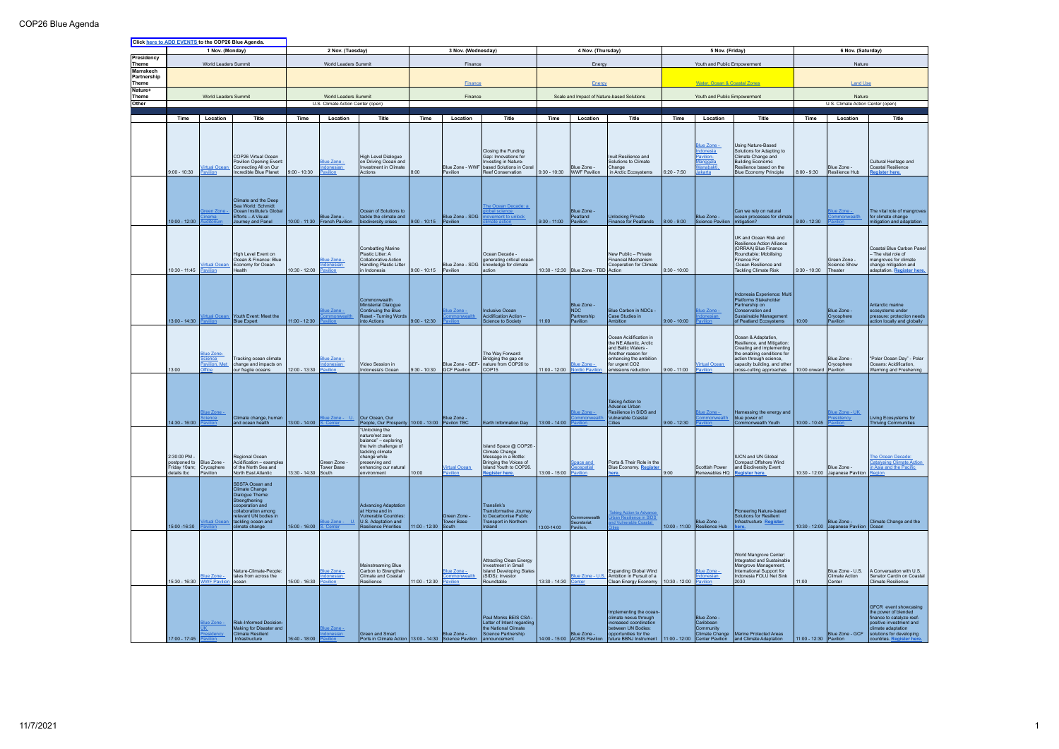# COP26 Blue Agenda

Click here to ADD EVENTS to the COP26 Blue Agenda.

| | 1 Nov. (Monday) | | | 2 Nov. (Tuesday) | | | 3 Nov. (Wednesday) | | | 4 Nov. (Thursday) | | | 5 Nov. (Friday) | | | 6 Nov. (Saturday) | | |
|---|---|---|---|---|---|---|---|---|---|---|---|---|---|---|---|---|---|---|
| **Presidency Theme** | World Leaders Summit | | | World Leaders Summit | | | Finance | | | Energy | | | Youth and Public Empowerment | | | Nature | | |
| **Marrakech Partnership Theme** | | | | | | | Finance | | | Energy | | | Water, Ocean & Coastal Zones | | | Land Use | | |
| **Nature+ Theme** | World Leaders Summit | | | World Leaders Summit | | | Finance | | | Scale and Impact of Nature-based Solutions | | | Youth and Public Empowerment | | | Nature | | |
| **Other** | | | | U.S. Climate Action Center (open) | | | | | | | | | | | | U.S. Climate Action Center (open) | | |
| | **Time** | **Location** | **Title** | **Time** | **Location** | **Title** | **Time** | **Location** | **Title** | **Time** | **Location** | **Title** | **Time** | **Location** | **Title** | **Time** | **Location** | **Title** |
| | 9:00 - 10:30 | Virtual Ocean Pavilion | COP26 Virtual Ocean Pavilion Opening Event: Connecting All on Our Incredible Blue Planet | 9:00 - 10:30 | Blue Zone - Indonesian Pavilion | High Level Dialogue on Driving Ocean and Investment in Climate Actions | 8:00 | Blue Zone - WWF Pavilion | Closing the Funding Gap: Innovations for Investing in Nature-based Solutions in Coral Reef Conservation | 9:30 - 10:30 | Blue Zone - WWF Pavilion | Inuit Resilience and Solutions to Climate Change in Arctic Ecosystems | 6:20 - 7:50 | Blue Zone - Indonesia Pavilion-Manggala Wanabakti, Jakarta | Using Nature-Based Solutions for Adapting to Climate Change and Building Economic Resilience based on the Blue Economy Principle | 8:00 - 9:30 | Blue Zone - Resilience Hub | Cultural Heritage and Coastal Resilience Register here. |
| | 10:00 - 12:00 | Green Zone - Cinema Auditorium | Climate and the Deep Sea World: Schmidt Ocean Institute's Global Efforts – A Visual Journey and Panel | 10:00 - 11:30 | Blue Zone - French Pavilion | Ocean of Solutions to tackle the climate and biodiversity crises | 9:00 - 10:15 | Blue Zone - SDG Pavilion | The Ocean Decade: a global science movement to unlock climate action | 9:30 - 11:00 | Blue Zone - Peatland Pavilion | Unlocking Private Finance for Peatlands | 8:00 - 9:00 | Blue Zone - Science Pavilion | Can we rely on natural ocean processes for climate mitigation? | 9:00 - 12:30 | Blue Zone - Commonwealth Pavilion | The vital role of mangroves for climate change mitigation and adaptation |
| | 10:30 - 11:45 | Virtual Ocean Pavilion | High Level Event on Ocean & Finance: Blue Economy for Ocean Health | 10:30 - 12:00 | Blue Zone - Indonesian Pavilion | Combatting Marine Plastic Litter: A Collaborative Action Handling Plastic Litter in Indonesia | 9:00 - 10:15 | Blue Zone - SDG Pavilion | Ocean Decade - generating critical ocean knowledge for climate action | 10:30 - 12:30 | Blue Zone - TBD | New Public – Private Financial Mechanism Cooperation for Climate Action | 8:30 - 10:00 | | UK and Ocean Risk and Resilience Action Alliance (ORRAA) Blue Finance Roundtable: Mobilising Finance For Ocean Resilience and Tackling Climate Risk | 9:30 - 10:30 | Green Zone - Science Show Theater | Coastal Blue Carbon Panel – The vital role of mangroves for climate change mitigation and adaptation. Register here. |
| | 13:00 - 14:30 | Virtual Ocean Pavilion | Youth Event: Meet the Blue Expert | 11:00 - 12:30 | Blue Zone - Commonwealth Pavilion | Commonwealth Ministerial Dialogue Continuing the Blue Reset - Turning Words into Actions | 9:00 - 12:30 | Blue Zone - Commonwealth Pavilion | Inclusive Ocean Acidification Action – Science to Society | 11:00 | Blue Zone - NDC Partnership Pavilion | Blue Carbon in NDCs - Case Studies in Ambition | 9:00 - 10:00 | Blue Zone - Indonesian Pavilion | Indonesia Experience: Multi Platforms Stakeholder Partnership on Conservation and Sustainable Management of Peatland Ecosystems | 10:00 | Blue Zone - Cryosphere Pavilion | Antarctic marine ecosystems under pressure: protection needs action locally and globally |
| | 13:00 | Blue Zone- Science Pavilion, Met Office | Tracking ocean climate change and impacts on our fragile oceans | 12:00 - 13:30 | Blue Zone - Indonesian Pavilion | Video Session in Indonesia's Ocean | 9:30 - 10:30 | Blue Zone - GEF-GCF Pavilion | The Way Forward: Bridging the gap on nature from COP26 to COP15 | 11:00 - 12:00 | Blue Zone - Nordic Pavilion | Ocean Acidification in the NE Atlantic, Arctic and Baltic Waters - Another reason for enhancing the ambition for urgent CO2 emissions reduction | 9:00 - 11:00 | Virtual Ocean Pavilion | Ocean & Adaptation, Resilience, and Mitigation: Creating and implementing the enabling conditions for action through science, capacity building, and other cross-cutting approaches | 10:00 onward | Blue Zone - Cryosphere Pavilion | "Polar Ocean Day" - Polar Oceans: Acidification, Warming and Freshening |
| | 14:30 - 16:00 | Blue Zone - Science Pavilion | Climate change, human and ocean health | 13:00 - 14:00 | Blue Zone - U.S. Center | Our Ocean, Our People, Our Prosperity | 10:00 - 13:00 | Blue Zone - Pavilon TBC | Earth Information Day | 13:00 - 14:00 | Blue Zone - Commonwealth Pavilion | Taking Action to Advance Urban Resilience in SIDS and Vulnerable Coastal Cities | 9:00 - 12:30 | Blue Zone - Commonwealth Pavilion | Harnessing the energy and blue power of Commonwealth Youth | 10:00 - 10:45 | Blue Zone - UK Presidency Pavilion | Living Ecosystems for Thriving Communities |
| | 2:30:00 PM - postponed to Friday 10am; details tbc | Blue Zone - Cryosphere Pavilion | Regional Ocean Acidification – examples of the North Sea and North East Atlantic | 13:30 - 14:30 | Green Zone - Tower Base South | "Unlocking the nature/net zero balance" – exploring the twin challenge of tackling climate change while preserving and enhancing our natural environment | 10:00 | Virtual Ocean Pavilion | Island Space @ COP26 - Climate Change Message in a Bottle: Bringing the Voices of Island Youth to COP26. Register here. | 13:00 - 15:00 | Space and Geospatial Pavilion | Ports & Their Role in the Blue Economy. Register here. | 9:00 | Scottish Power Renewables HQ | IUCN and UN Global Compact Offshore Wind and Biodiversity Event Register here. | 10:30 - 12:00 | Blue Zone - Japanese Pavilion | The Ocean Decade: Catalysing Climate Action in Asia and the Pacific Region |
| | 15:00 -16:30 | Virtual Ocean Pavilion | SBSTA Ocean and Climate Change Dialogue Theme: Strengthening cooperation and collaboration among relevant UN bodies in tackling ocean and climate change | 15:00 - 16:00 | Blue Zone - U.S. Center | Advancing Adaptation at Home and in Vulnerable Countries: U.S. Adaptation and Resilience Priorities | 11:00 - 12:00 | Green Zone - Tower Base South | Translink's Transformative Journey to Decarbonise Public Transport in Northern Ireland | 13:00-14:00 | Commonwealth Secretariat Pavilion, | Taking Action to Advance Urban Resilience in SIDS and Vulnerable Coastal Cities | 10:00 - 11:00 | Blue Zone - Resilience Hub | Pioneering Nature-based Solutions for Resilient Infrastructure Register here. | 10:30 - 12:00 | Blue Zone - Japanese Pavilion | Climate Change and the Ocean |
| | 15:30 - 16:30 | Blue Zone - WWF Pavilion | Nature-Climate-People: tales from across the ocean | 15:00 - 16:30 | Blue Zone - Indonesian Pavilion | Mainstreaming Blue Carbon to Strengthen Climate and Coastal Resilience | 11:00 - 12:30 | Blue Zone - Commonwealth Pavilion | Attracting Clean Energy Investment in Small Island Developing States (SIDS): Investor Roundtable | 13:30 - 14:30 | Blue Zone - U.S. Center | Expanding Global Wind Ambition in Pursuit of a Clean Energy Economy | 10:30 - 12:00 | Blue Zone - Indonesian Pavilion | World Mangrove Center: Integrated and Sustainable Mangrove Management, International Support for Indonesia FOLU Net Sink 2030 | 11:00 | Blue Zone - U.S. Climate Action Center | A Conversation with U.S. Senator Cardin on Coastal Climate Resilience |
| | 17:00 - 17:45 | Blue Zone - UK Presidency Pavilion | Risk-Informed Decision-Making for Disaster and Climate Resilient Infrastructure | 16:40 - 18:00 | Blue Zone - Indonesian Pavilion | Green and Smart Ports in Climate Action | 13:00 - 14:30 | Blue Zone - Science Pavilion | Paul Monks BEIS CSA - Letter of Intent regarding the National Climate Science Partnership announcement | 14:00 - 15:00 | Blue Zone - AOSIS Pavilion | Implementing the ocean-climate nexus through increased coordination between UN Bodies: opportunities for the future BBNJ Instrument | 11:00 - 12:00 | Blue Zone - Caribbean Community Climate Change Center Pavilion | Marine Protected Areas and Climate Adaptation | 11:00 - 12:30 | Blue Zone - GCF Pavilion | GFCR event showcasing the power of blended finance to catalyze reef-positive investment and climate adaptation solutions for developing countries. Register here. |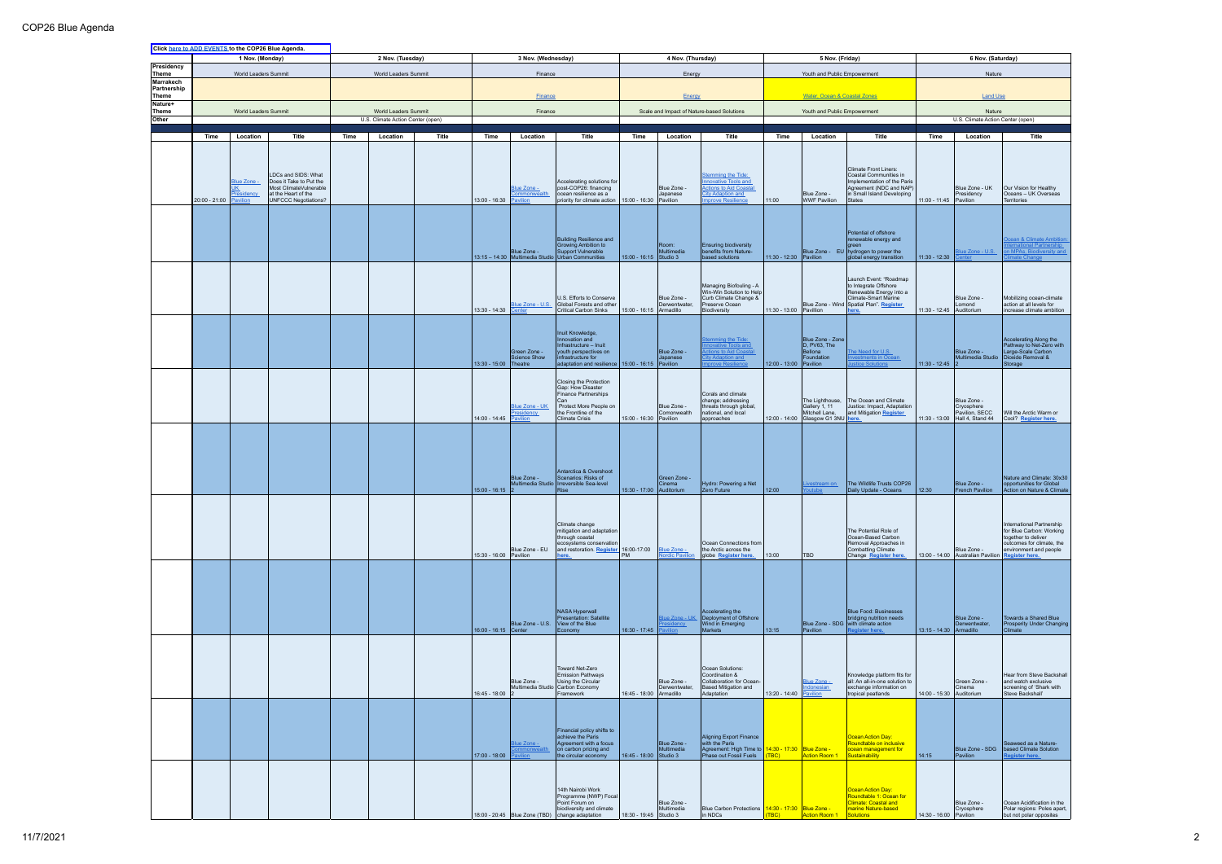# COP26 Blue Agenda

Click here to ADD EVENTS to the COP26 Blue Agenda.

| | 1 Nov. (Monday) | | | 2 Nov. (Tuesday) | | | 3 Nov. (Wednesday) | | | 4 Nov. (Thursday) | | | 5 Nov. (Friday) | | | 6 Nov. (Saturday) | | |
|---|---|---|---|---|---|---|---|---|---|---|---|---|---|---|---|---|---|---|
| Presidency Theme | World Leaders Summit | | | World Leaders Summit | | | Finance | | | Energy | | | Youth and Public Empowerment | | | Nature | | |
| Marrakech Partnership Theme | | | | | | | Finance | | | Energy | | | Water, Ocean & Coastal Zones | | | Land Use | | |
| Nature+ Theme | World Leaders Summit | | | World Leaders Summit | | | Finance | | | Scale and Impact of Nature-based Solutions | | | Youth and Public Empowerment | | | Nature | | |
| Other | | | | U.S. Climate Action Center (open) | | | | | | | | | | | | U.S. Climate Action Center (open) | | |
| | Time | Location | Title | Time | Location | Title | Time | Location | Title | Time | Location | Title | Time | Location | Title | Time | Location | Title |
| | 20:00 - 21:00 | Blue Zone - UK Presidency Pavilion | LDCs and SIDS: What Does it Take to Put the Most ClimateVulnerable at the Heart of the UNFCCC Negotiations? | | | | 13:00 - 16:30 | Blue Zone - Commonwealth Pavilion | Accelerating solutions for post-COP26: financing ocean resilience as a priority for climate action | 15:00 - 16:30 | Blue Zone - Japanese Pavilion | Stemming the Tide: Innovative Tools and Actions to Aid Coastal City Adaption and Improve Resilience | 11:00 | Blue Zone - WWF Pavilion | Climate Front Liners: Coastal Communities in Implementation of the Paris Agreement (NDC and NAP) in Small Island Developing States | 11:00 - 11:45 | Blue Zone - UK Presidency Pavilion | Our Vision for Healthy Oceans – UK Overseas Territories |
| | | | | | | | 13:15 – 14:30 | Blue Zone - Multimedia Studio | Building Resilience and Growing Ambition to Support Vulnerable Urban Communities | 15:00 - 16:15 | Room: Multimedia Studio 3 | Ensuring biodiversity benefits from Nature-based solutions | 11:30 - 12:30 | Blue Zone - EU Pavilion | Potential of offshore renewable energy and green hydrogen to power the global energy transition | 11:30 - 12:30 | Blue Zone - U.S. Center | Ocean & Climate Ambition: International Partnership on MPAs, Biodiversity and Climate Change |
| | | | | | | | 13:30 - 14:30 | Blue Zone - U.S. Center | U.S. Efforts to Conserve Global Forests and other Critical Carbon Sinks | 15:00 - 16:15 | Blue Zone - Armadillo | Managing Biofouling - A Win-Win Solution to Help Curb Climate Change & Preserve Ocean Biodiversity | 11:30 - 13:00 | Blue Zone - Wind Pavilion | Launch Event: "Roadmap to Integrate Offshore Renewable Energy into a Climate-Smart Marine Spatial Plan". Register here. | 11:30 - 12:45 | Blue Zone - Lomond Auditorium | Mobilizing ocean-climate action at all levels for increase climate ambition |
| | | | | | | | 13:30 - 15:00 | Green Zone - Science Show Theatre | Inuit Knowledge, Innovation and Infrastructure – Inuit youth perspectives on infrastructure for adaptation and resilience | 15:00 - 16:15 | Blue Zone - Japanese Pavilion | Stemming the Tide: Innovative Tools and Actions to Aid Coastal City Adaption and Improve Resilience | 12:00 - 13:00 | Blue Zone - Zone D, PV63, The Bellona Foundation Pavilion | The Need for U.S. Investments in Ocean Justice Solutions | 11:30 - 12:45 | Blue Zone - Multimedia Studio 2 | Accelerating Along the Pathway to Net-Zero with Large-Scale Carbon Dioxide Removal & Storage |
| | | | | | | | 14:00 - 14:45 | Blue Zone - UK Presidency Pavilion | Closing the Protection Gap: How Disaster Finance Partnerships Can Protect More People on the Frontline of the Climate Crisis | 15:00 - 16:30 | Blue Zone - Comonwealth Pavilion | Corals and climate change; addressing threats through global, national, and local approaches | 12:00 - 14:00 | The Lighthouse, Gallery 1, 11 Mitchell Lane, Glasgow G1 3NU | The Ocean and Climate Justice: Impact, Adaptation and Mitigation Register here. | 11:30 - 13:00 | Blue Zone - Cryosphere Pavilion, SECC Hall 4, Stand 44 | Will the Arctic Warm or Cool? Register here. |
| | | | | | | | 15:00 - 16:15 | Blue Zone - Multimedia Studio 2 | Antarctica & Overshoot Scenarios: Risks of Irreversible Sea-level Rise | 15:30 - 17:00 | Green Zone - Cinema Auditorium | Hydro: Powering a Net Zero Future | 12:00 | Livestream on Youtube | The Wildlife Trusts COP26 Daily Update - Oceans | 12:30 | Blue Zone - French Pavilion | Nature and Climate: 30x30 opportunities for Global Action on Nature & Climate |
| | | | | | | | 15:30 - 16:00 | Blue Zone - EU Pavilion | Climate change mitigation and adaptation through coastal ecosystems conservation and restoration. Register here. | 16:00-17:00 PM | Blue Zone – Nordic Pavilion | Ocean Connections from the Arctic across the globe Register here. | 13:00 | TBD | The Potential Role of Ocean-Based Carbon Removal Approaches in Combatting Climate Change Register here. | 13:00 - 14:00 | Blue Zone - Australian Pavilion | International Partnership for Blue Carbon: Working together to deliver outcomes for climate, the environment and people Register here. |
| | | | | | | | 16:00 - 16:15 | Blue Zone - U.S. Center | NASA Hyperwall Presentation: Satellite View of the Blue Economy | 16:30 - 17:45 | Blue Zone - UK Presidency Pavilion | Accelerating the Deployment of Offshore Wind in Emerging Markets | 13:15 | Blue Zone - SDG Pavilion | Blue Food: Businesses bridging nutrition needs with climate action Register here. | 13:15 - 14:30 | Blue Zone - Derwentwater, Armadillo | Towards a Shared Blue Prosperity Under Changing Climate |
| | | | | | | | 16:45 - 18:00 | Blue Zone - Multimedia Studio 2 | Toward Net-Zero Emission Pathways Using the Circular Carbon Economy Framework | 16:45 - 18:00 | Blue Zone - Derwentwater, Armadillo | Ocean Solutions: Coordination & Collaboration for Ocean-Based Mitigation and Adaptation | 13:20 - 14:40 | Blue Zone - Indonesian Pavilion | Knowledge platform fits for all: An all-in-one solution to exchange information on tropical peatlands | 14:00 - 15:30 | Green Zone - Cinema Auditorium | Hear from Steve Backshall and watch exclusive screening of 'Shark with Steve Backshall' |
| | | | | | | | 17:00 - 18:00 | Blue Zone - Commonwealth Pavilion | Financial policy shifts to achieve the Paris Agreement with a focus on carbon pricing and the circular economy | 16:45 - 18:00 | Blue Zone - Multimedia Studio 3 | Aligning Export Finance with the Paris Agreement: High Time to Phase out Fossil Fuels | 14:30 - 17:30 (TBC) | Blue Zone - Action Room 1 | Ocean Action Day: Roundtable on inclusive ocean management for Sustainability | 14:15 | Blue Zone - SDG Pavilion | Seaweed as a Nature-based Climate Solution Register here. |
| | | | | | | | 18:00 - 20:45 | Blue Zone (TBD) | 14th Nairobi Work Programme (NWP) Focal Point Forum on biodiversity and climate change adaptation | 18:30 - 19:45 | Blue Zone - Multimedia Studio 3 | Blue Carbon Protections in NDCs | 14:30 - 17:30 (TBC) | Blue Zone - Action Room 1 | Ocean Action Day: Roundtable 1: Ocean for Climate: Coastal and marine Nature-based Solutions | 14:30 - 16:00 | Blue Zone - Cryosphere Pavilion | Ocean Acidification in the Polar regions: Poles apart, but not polar opposites |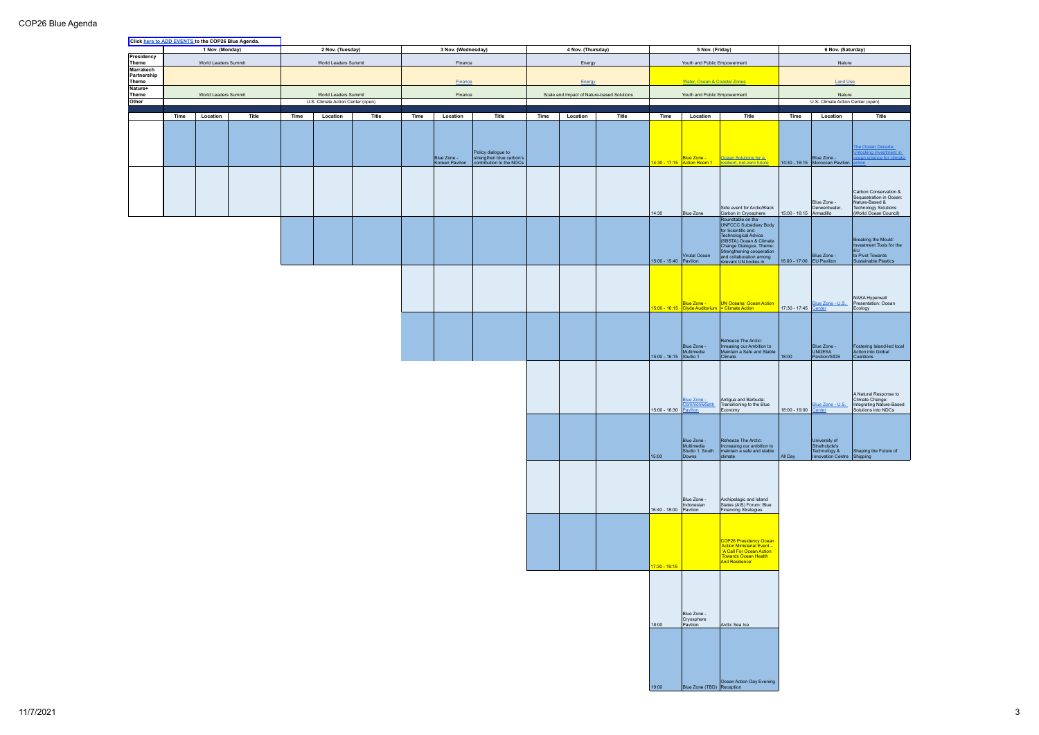# COP26 Blue Agenda

**Click here to ADD EVENTS to the COP26 Blue Agenda.**

| | 1 Nov. (Monday) | | | 2 Nov. (Tuesday) | | | 3 Nov. (Wednesday) | | | 4 Nov. (Thursday) | | | 5 Nov. (Friday) | | | 6 Nov. (Saturday) | | |
|---|---|---|---|---|---|---|---|---|---|---|---|---|---|---|---|---|---|---|
| Presidency Theme | World Leaders Summit | | | World Leaders Summit | | | Finance | | | Energy | | | Youth and Public Empowerment | | | Nature | | |
| Marrakech Partnership Theme | | | | | | | Finance | | | Energy | | | Water, Ocean & Coastal Zones | | | Land Use | | |
| Nature+ Theme | World Leaders Summit | | | World Leaders Summit | | | Finance | | | Scale and Impact of Nature-based Solutions | | | Youth and Public Empowerment | | | Nature | | |
| Other | | | | U.S. Climate Action Center (open) | | | | | | | | | | | | U.S. Climate Action Center (open) | | |
| | **Time** | **Location** | **Title** | **Time** | **Location** | **Title** | **Time** | **Location** | **Title** | **Time** | **Location** | **Title** | **Time** | **Location** | **Title** | **Time** | **Location** | **Title** |
| | | | | | | | | Blue Zone - Korean Pavilion | Policy dialogue to strengthen blue carbon's contribution to the NDCs | | | | 14:30 - 17:15 | Blue Zone - Action Room 1 | Ocean Solutions for a resilient, net-zero future | 14:30 - 16:15 | Blue Zone - Moroccan Pavilion | The Ocean Decade: Unlocking investment in ocean science for climate action |
| | | | | | | | | | | | | | 14:30 | Blue Zone | Side event for Arctic/Black Carbon in Cryosphere | 15:00 - 16:15 | Blue Zone - Derwentwater, Armadillo | Carbon Conservation & Sequestration in Ocean: Nature-Based & Technology Solutions (World Ocean Council) |
| | | | | | | | | | | | | | 15:00 - 15:40 | Virutal Ocean Pavilion | Roundtable on the UNFCCC Subsidiary Body for Scientific and Technological Advice (SBSTA) Ocean & Climate Change Dialogue. Theme: Strengthening cooperation and collaboration among relevant UN bodies in | 16:00 - 17:00 | Blue Zone - EU Pavilion | Breaking the Mould: Investment Tools for the EU to Pivot Towards Sustainable Plastics |
| | | | | | | | | | | | | | 15:00 - 16:15 | Blue Zone - Clyde Auditorium | UN Oceans: Ocean Action = Climate Action | 17:30 - 17:45 | Blue Zone - U.S. Center | NASA Hyperwall Presentation: Ocean Ecology |
| | | | | | | | | | | | | | 15:00 - 16:15 | Blue Zone - Multimedia Studio 1 | Refreeze The Arctic: Inreasing our Ambition to Maintain a Safe and Stable Climate | 18:00 | Blue Zone - UNDESA Pavilion/SIDS | Fostering Island-led local Action into Global Coalitions |
| | | | | | | | | | | | | | 15:00 - 16:30 | Blue Zone - Commonwealth Pavilion | Antigua and Barbuda: Transitioning to the Blue Economy | 18:00 - 19:00 | Blue Zone - U.S. Center | A Natural Response to Climate Change: Integrating Nature-Based Solutions into NDCs |
| | | | | | | | | | | | | | 15:00 | Blue Zone - Multimedia Studio 1, South Downs | Refreeze The Arctic: Increasing our ambition to maintain a safe and stable climate | All Day | University of Strathclyde's Technology & Innovation Centre | Shaping the Future of Shipping |
| | | | | | | | | | | | | | 16:40 - 18:00 | Blue Zone - Indonesian Pavilion | Archipelagic and Island States (AIS) Forum: Blue Financing Strategies | | | |
| | | | | | | | | | | | | | 17:30 - 19:15 | | COP26 Presidency Ocean Action Ministerial Event – 'A Call For Ocean Action: Towards Ocean Health And Resilience' | | | |
| | | | | | | | | | | | | | 18:00 | Blue Zone - Cryosphere Pavilion | Arctic Sea Ice | | | |
| | | | | | | | | | | | | | 19:00 | Blue Zone (TBD) | Ocean Action Day Evening Reception | | | |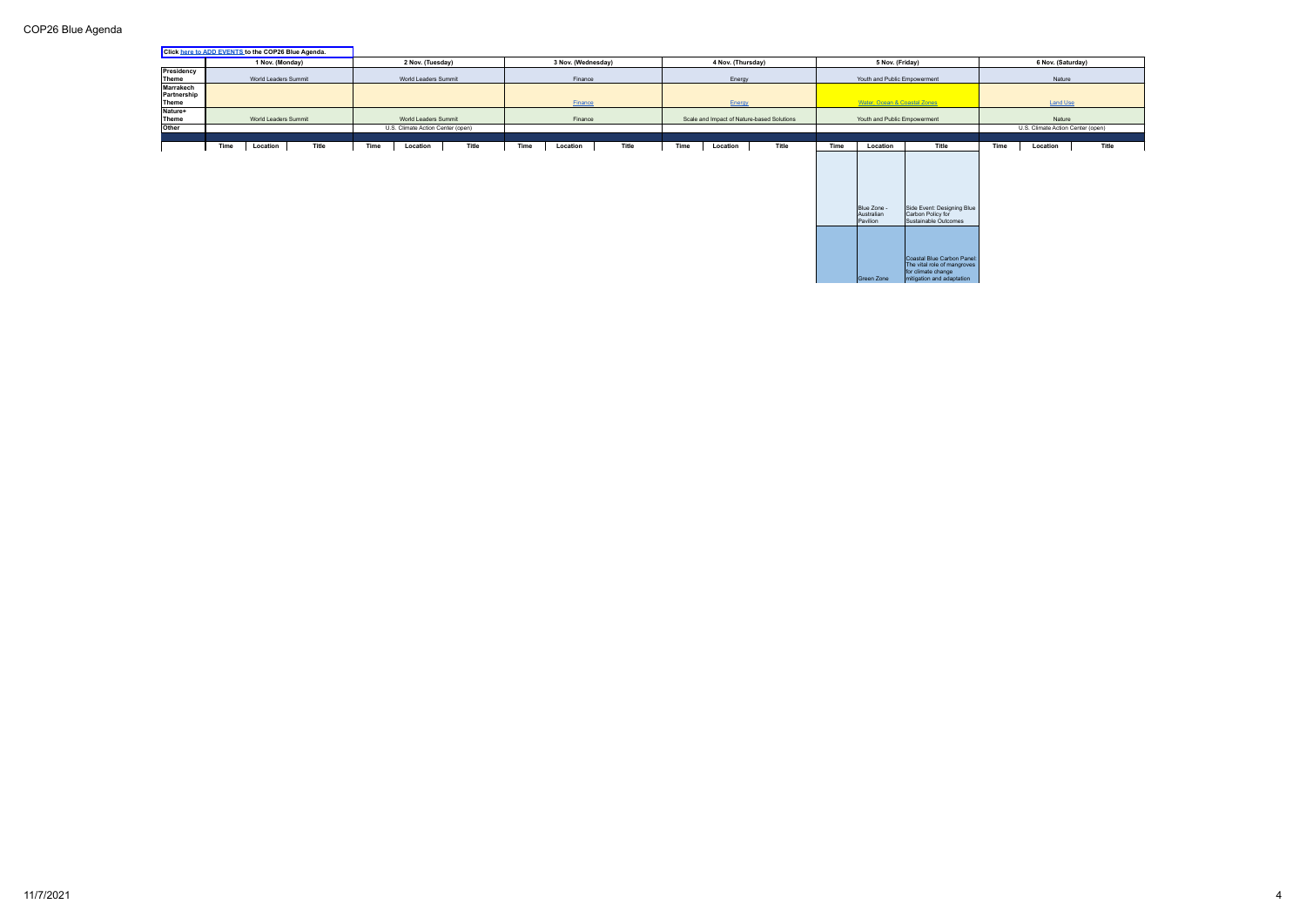# COP26 Blue Agenda

**Click here to ADD EVENTS to the COP26 Blue Agenda.**

| | 1 Nov. (Monday) | | | 2 Nov. (Tuesday) | | | 3 Nov. (Wednesday) | | | 4 Nov. (Thursday) | | | 5 Nov. (Friday) | | | 6 Nov. (Saturday) | | |
|---|---|---|---|---|---|---|---|---|---|---|---|---|---|---|---|---|---|---|
| **Presidency Theme** | World Leaders Summit | | | World Leaders Summit | | | Finance | | | Energy | | | Youth and Public Empowerment | | | Nature | | |
| **Marrakech Partnership Theme** | | | | | | | Finance | | | Energy | | | Water, Ocean & Coastal Zones | | | Land Use | | |
| **Nature+ Theme** | World Leaders Summit | | | World Leaders Summit | | | Finance | | | Scale and Impact of Nature-based Solutions | | | Youth and Public Empowerment | | | Nature | | |
| **Other** | | | | U.S. Climate Action Center (open) | | | | | | | | | | | | U.S. Climate Action Center (open) | | |
| | **Time** | **Location** | **Title** | **Time** | **Location** | **Title** | **Time** | **Location** | **Title** | **Time** | **Location** | **Title** | **Time** | **Location** | **Title** | **Time** | **Location** | **Title** |
| | | | | | | | | | | | | | | Blue Zone - Australian Pavilion | Side Event: Designing Blue Carbon Policy for Sustainable Outcomes | | | |
| | | | | | | | | | | | | | | Green Zone | Coastal Blue Carbon Panel: The vital role of mangroves for climate change mitigation and adaptation | | | |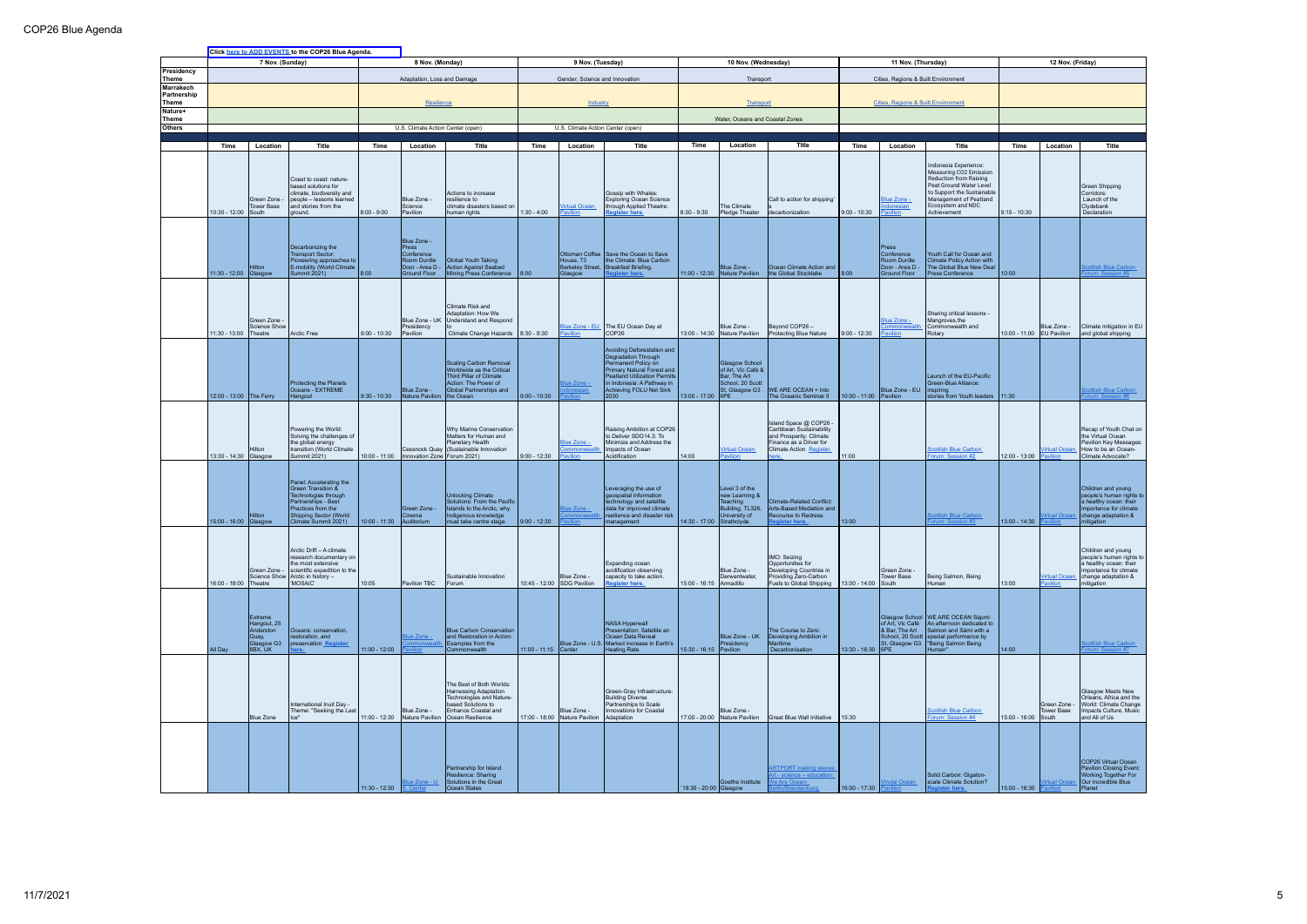# COP26 Blue Agenda

Click here to ADD EVENTS to the COP26 Blue Agenda.

| | 7 Nov. (Sunday) | | | 8 Nov. (Monday) | | | 9 Nov. (Tuesday) | | | 10 Nov. (Wednesday) | | | 11 Nov. (Thursday) | | | 12 Nov. (Friday) | | |
|---|---|---|---|---|---|---|---|---|---|---|---|---|---|---|---|---|---|---|
| Presidency Theme | | | | Adaptation, Loss and Damage | | | Gender; Science and Innovation | | | Transport | | | Cities, Regions & Built Environment | | | | | |
| Marrakech Partnership Theme | | | | Resilience | | | Industry | | | Transport | | | Cities, Regions & Built Environment | | | | | |
| Nature+ Theme | | | | | | | | | | Water, Oceans and Coastal Zones | | | | | | | | |
| Others | | | | U.S. Climate Action Center (open) | | | U.S. Climate Action Center (open) | | | | | | | | | | | |
| | Time | Location | Title | Time | Location | Title | Time | Location | Title | Time | Location | Title | Time | Location | Title | Time | Location | Title |
| | 10:30 - 12:00 | Green Zone - Tower Base South | Coast to coast: nature-based solutions for climate, biodiversity and people – lessons learned and stories from the ground. | 8:00 - 9:00 | Blue Zone - Science Pavilion | Actions to increase resilience to climate disasters based on human rights | 1:30 - 4:00 | Virtual Ocean Pavilion | Gossip with Whales: Exploring Ocean Science through Applied Theatre. Register here. | 8:30 - 9:30 | The Climate Pledge Theater | Call to action for shipping' s decarbonization | 9:00 - 10:30 | Blue Zone - Indonesian Pavilion | Indonesia Experience: Measuring CO2 Emission Reduction from Raising Peat Ground Water Level to Support the Sustainable Management of Peatland Ecosystem and NDC Achievement | 9:15 - 10:30 | | Green Shipping Corridors: Launch of the Clydebank Declaration |
| | 11:30 - 12:00 | Hilton Glasgow | Decarbonizing the Transport Sector: Pioneering approaches to E-mobility (World Climate Summit 2021) | 8:00 | Blue Zone - Press Conference Room Durdle Door - Area D - Ground Floor | Global Youth Taking Action Against Seabed Mining Press Conference | 8:00 | Ottoman Coffee House, 73 Berkeley Street, Glasgow | Save the Ocean to Save the Climate: Blue Carbon Breakfast Briefing. Register here. | 11:00 - 12:30 | Blue Zone - Nature Pavilion | Ocean Climate Action and the Global Stocktake | 8:00 | Press Conference Room Durdle Door - Area D - Ground Floor | Youth Call for Ocean and Climate Policy Action with The Global Blue New Deal Press Conference | 10:00 | | Scottish Blue Carbon Forum: Session #5 |
| | 11:30 - 13:00 | Green Zone - Science Show Theatre | Arctic Free | 9:00 - 10:30 | Blue Zone - UK Presidency Pavilion | Climate Risk and Adaptation: How We Understand and Respond to Climate Change Hazards | 8:30 - 9:30 | Blue Zone - EU Pavilion | The EU Ocean Day at COP26 | 13:00 - 14:30 | Blue Zone - Nature Pavilion | Beyond COP26 – Protecting Blue Nature | 9:00 - 12:30 | Blue Zone - Commonwealth Pavilion | Sharing critical lessons - Mangroves,the Commonwealth and Rotary | 10:00 - 11:00 | Blue Zone - EU Pavilion | Climate mitigation in EU and global shipping |
| | 12:00 - 13:00 | The Ferry | Protecting the Planets Oceans - EXTREME Hangout | 9:30 - 10:30 | Blue Zone - Nature Pavilion | Scaling Carbon Removal Worldwide as the Critical Third Pillar of Climate Action: The Power of Global Partnerships and the Ocean | 9:00 - 10:30 | Blue Zone - Indonesian Pavilion | Avoiding Deforestation and Degradation Through Permanent Policy on Primary Natural Forest and Peatland Utilization Permits in Indonesia: A Pathway in Achieving FOLU Net Sink 2030 | 13:00 - 17:00 | Glasgow School of Art, Vic Café & Bar, The Art School, 20 Scott St, Glasgow G3 6PE | WE ARE OCEAN + Into The Oceanic Seminar II | 10:00 - 11:00 | Blue Zone - EU Pavilion | Launch of the EU-Pacific Green-Blue Alliance: inspiring stories from Youth leaders | 11:30 | | Scottish Blue Carbon Forum: Session #6 |
| | 13:30 - 14:30 | Hilton Glasgow | Powering the World: Solving the challenges of the global energy transition (World Climate Summit 2021) | 10:00 - 11:00 | Cessnock Quay Innovation Zone | Why Marine Conservation Matters for Human and Planetary Health (Sustainable Innovation Forum 2021) | 9:00 - 12:30 | Blue Zone - Commonwealth Pavilion | Raising Ambition at COP26 to Deliver SDG14.3: To Minimize and Address the Impacts of Ocean Acidification | 14:00 | Virtual Ocean Pavilion | Island Space @ COP26 - Caribbean Sustainability and Prosperity: Climate Finance as a Driver for Climate Action Register here. | 11:00 | | Scottish Blue Carbon Forum: Session #2 | 12:00 - 13:00 | Virtual Ocean Pavilion | Recap of Youth Chat on the Virtual Ocean Pavilion Key Messages: How to be an Ocean-Climate Advocate? |
| | 15:00 - 16:00 | Hilton Glasgow | Panel: Accelerating the Green Transition & Technologies through Partnerships - Best Practices from the Shipping Sector (World Climate Summit 2021) | 10:00 - 11:30 | Green Zone - Cinema Auditorium | Unlocking Climate Solutions: From the Pacific Islands to the Arctic, why Indigenous knowledge must take centre stage. | 9:00 - 12:30 | Blue Zone - Commonwealth Pavilion | Leveraging the use of geospatial information technology and satellite data for improved climate resilience and disaster risk management | 14:30 - 17:00 | Level 3 of the new Learning & Teaching Building, TL328, University of Strathclyde. | Climate-Related Conflict: Arts-Based Mediation and Recourse to Redress. Register here. | 13:00 | | Scottish Blue Carbon Forum: Session #3 | 13:00 - 14:30 | Virtual Ocean Pavilion | Children and young people's human rights to a healthy ocean: their importance for climate change adaptation & mitigation |
| | 16:00 - 18:00 | Green Zone - Science Show Theatre | Arctic Drift – A climate research documentary on the most extensive scientific expedition to the Arctic in history – 'MOSAIC' | 10:05 | Pavilion TBC | Sustainable Innovation Forum | 10:45 - 12:00 | Blue Zone - SDG Pavilion | Expanding ocean acidification observing capacity to take action. Register here. | 15:00 - 16:15 | Blue Zone - Derwentwater, Armadillo | IMO: Seizing Opportunities for Developing Countries in Providing Zero-Carbon Fuels to Global Shipping | 13:00 - 14:00 | Green Zone - Tower Base South | Being Salmon, Being Human | 13:00 | Virtual Ocean Pavilion | Children and young people's human rights to a healthy ocean: their importance for climate change adaptation & mitigation |
| | All Day | Extreme Hangout, 25 Anderston Quay, Glasgow G3 8BX, UK | Oceans: conservation, restoration, and preservation Register here. | 11:00 - 12:00 | Blue Zone - Commonwealth Pavilion | Blue Carbon Conservation and Restoration in Action: Examples from the Commonwealth | 11:00 - 11:15 | Blue Zone - U.S. Center | NASA Hyperwall Presentation: Satellite an Ocean Data Reveal Marked increase in Earth's Heating Rate | 15:30 - 16:15 | Blue Zone - UK Presidency Pavilion | The Course to Zero: Developing Ambition in Maritime Decarbonisation | 13:30 - 16:30 | Glasgow School of Art, Vic Café & Bar, The Art School, 20 Scott St, Glasgow G3 6PE | WE ARE OCEAN Sápmi: An afternoon dedicated to Salmon and Sámi with a special performance by "Being Salmon Being Human" | 14:00 | | Scottish Blue Carbon Forum: Session #7 |
| | | Blue Zone | International Inuit Day - Theme: "Seeking the Last Ice" | 11:00 - 12:30 | Blue Zone - Nature Pavilion | The Best of Both Worlds: Harnessing Adaptation Technologies and Nature-based Solutions to Enhance Coastal and Ocean Resilience | 17:00 - 18:00 | Blue Zone - Nature Pavilion | Green-Gray Infrastructure: Building Diverse Partnerships to Scale Innovations for Coastal Adaptation | 17:00 - 20:00 | Blue Zone - Nature Pavilion | Great Blue Wall Initiative | 15:30 | | Scottish Blue Carbon Forum: Session #4 | 15:00 - 16:00 | Green Zone - Tower Base South | Glasgow Meets New Orleans, Africa and the World: Climate Change Impacts Culture, Music and All of Us |
| | | | | 11:30 - 12:30 | Blue Zone - U.S. Center | Partnership for Island Resilience: Sharing Solutions in the Great Ocean States | | | | 18:30 - 20:00 | Goethe Institute Glasgow | ARTPORT making waves: Art – science – education: We Are Ocean-Berlin/Brandenburg | 16:00 - 17:30 | Virutal Ocean Pavilion | Solid Carbon: Gigaton-scale Climate Solution? Register here. | 15:00 - 16:30 | Virtual Ocean Pavilion | COP26 Virtual Ocean Pavilion Closing Event: Working Together For Our Incredible Blue Planet |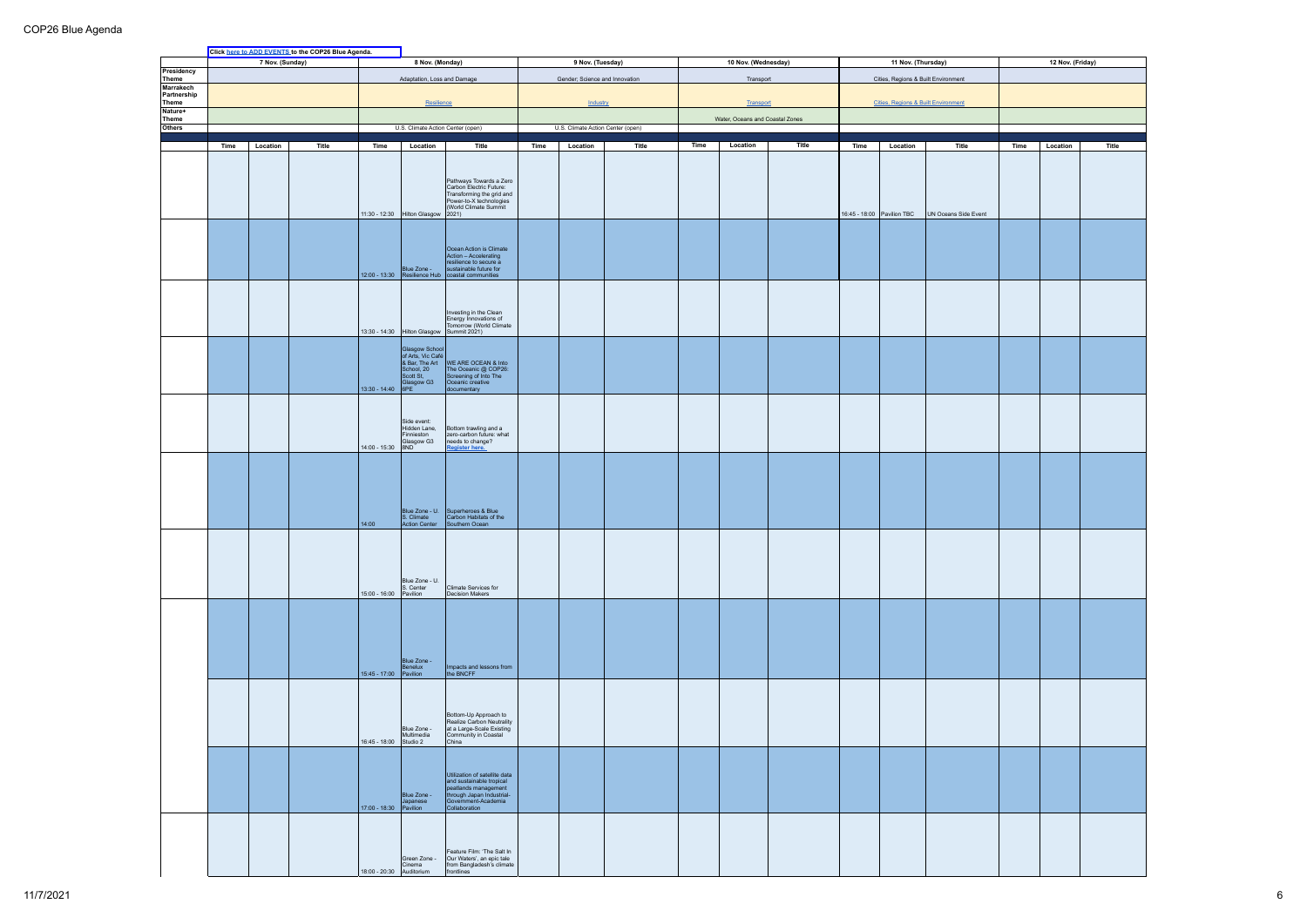# COP26 Blue Agenda

Click here to ADD EVENTS to the COP26 Blue Agenda.

| | 7 Nov. (Sunday) | | | 8 Nov. (Monday) | | | 9 Nov. (Tuesday) | | | 10 Nov. (Wednesday) | | | 11 Nov. (Thursday) | | | 12 Nov. (Friday) | | |
|---|---|---|---|---|---|---|---|---|---|---|---|---|---|---|---|---|---|---|
| Presidency Theme | | | | Adaptation, Loss and Damage | | | Gender; Science and Innovation | | | Transport | | | Cities, Regions & Built Environment | | | | | |
| Marrakech Partnership Theme | | | | Resilience | | | Industry | | | Transport | | | Cities, Regions & Built Environment | | | | | |
| Nature+ Theme | | | | | | | | | | Water, Oceans and Coastal Zones | | | | | | | | |
| Others | | | | U.S. Climate Action Center (open) | | | U.S. Climate Action Center (open) | | | | | | | | | | | |
| | Time | Location | Title | Time | Location | Title | Time | Location | Title | Time | Location | Title | Time | Location | Title | Time | Location | Title |
| | | | | 11:30 - 12:30 | Hilton Glasgow | Pathways Towards a Zero Carbon Electric Future: Transforming the grid and Power-to-X technologies (World Climate Summit 2021) | | | | | | | 16:45 - 18:00 | Pavilion TBC | UN Oceans Side Event | | | |
| | | | | 12:00 - 13:30 | Blue Zone - Resilience Hub | Ocean Action is Climate Action – Accelerating resilience to secure a sustainable future for coastal communities | | | | | | | | | | | | |
| | | | | 13:30 - 14:30 | Hilton Glasgow | Investing in the Clean Energy Innovations of Tomorrow (World Climate Summit 2021) | | | | | | | | | | | | |
| | | | | 13:30 - 14:40 | Glasgow School of Arts, Vic Café & Bar, The Art School, 20 Scott St, Glasgow G3 6PE | WE ARE OCEAN & Into The Oceanic @ COP26: Screening of Into The Oceanic creative documentary | | | | | | | | | | | | |
| | | | | 14:00 - 15:30 | Side event: Hidden Lane, Finnieston Glasgow G3 8ND | Bottom trawling and a zero-carbon future: what needs to change? Register here. | | | | | | | | | | | | |
| | | | | 14:00 | Blue Zone - U. S. Climate Action Center | Superheroes & Blue Carbon Habitats of the Southern Ocean | | | | | | | | | | | | |
| | | | | 15:00 - 16:00 | Blue Zone - U. S. Center Pavilion | Climate Services for Decision Makers | | | | | | | | | | | | |
| | | | | 15:45 - 17:00 | Blue Zone - Benelux Pavilion | Impacts and lessons from the BNCFF | | | | | | | | | | | | |
| | | | | 16:45 - 18:00 | Blue Zone - Multimedia Studio 2 | Bottom-Up Approach to Realize Carbon Neutrality at a Large-Scale Existing Community in Coastal China | | | | | | | | | | | | |
| | | | | 17:00 - 18:30 | Blue Zone - Japanese Pavilion | Utilization of satellite data and sustainable tropical peatlands management through Japan Industrial-Government-Academia Collaboration | | | | | | | | | | | | |
| | | | | 18:00 - 20:30 | Green Zone - Cinema Auditorium | Feature Film: 'The Salt In Our Waters', an epic tale from Bangladesh's climate frontlines | | | | | | | | | | | | |

11/7/2021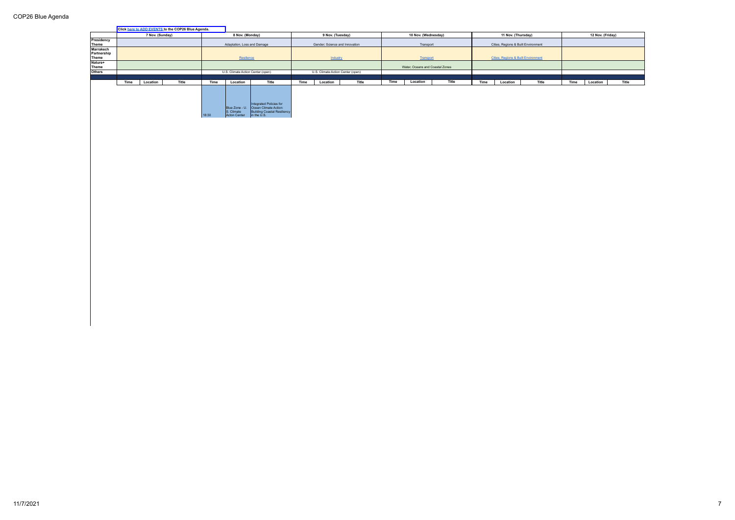**Click here to ADD EVENTS to the COP26 Blue Agenda.**

| | 7 Nov. (Sunday) | | | 8 Nov. (Monday) | | | 9 Nov. (Tuesday) | | | 10 Nov. (Wednesday) | | | 11 Nov. (Thursday) | | | 12 Nov. (Friday) | | |
|---|---|---|---|---|---|---|---|---|---|---|---|---|---|---|---|---|---|---|
| **Presidency Theme** | | | | Adaptation, Loss and Damage | | | Gender; Science and Innovation | | | Transport | | | Cities, Regions & Built Environment | | | | | |
| **Marrakech Partnership Theme** | | | | Resilience | | | Industry | | | Transport | | | Cities, Regions & Built Environment | | | | | |
| **Nature+ Theme** | | | | | | | | | | Water, Oceans and Coastal Zones | | | | | | | | |
| **Others** | | | | U.S. Climate Action Center (open) | | | U.S. Climate Action Center (open) | | | | | | | | | | | |
| | **Time** | **Location** | **Title** | **Time** | **Location** | **Title** | **Time** | **Location** | **Title** | **Time** | **Location** | **Title** | **Time** | **Location** | **Title** | **Time** | **Location** | **Title** |
| | | | | 18:30 | Blue Zone - U. S. Climate Acton Center | Integrated Policies for Ocean Climate Action: Building Coastal Resiliency in the U.S. | | | | | | | | | | | | |